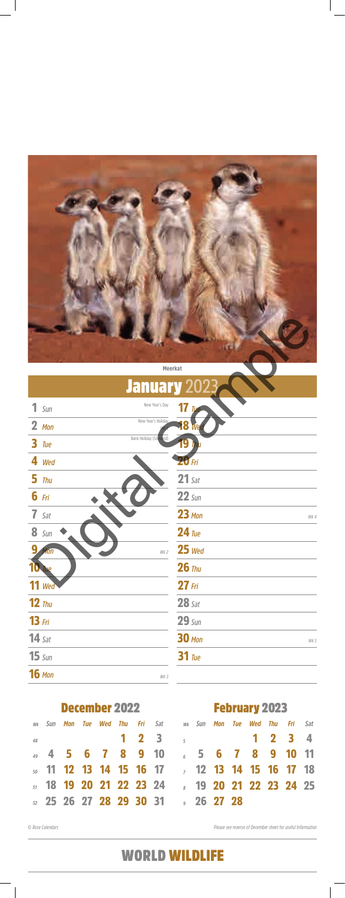Meerkat

# January 2023

| | | | |
|---|---|---|---|
| **1** *Sun* | New Year's Day | **17** *Tue* | |
| **2** *Mon* | New Year's Holiday | **18** *Wed* | |
| **3** *Tue* | Bank Holiday (Scotland) | **19** *Thu* | |
| **4** *Wed* | | **20** *Fri* | |
| **5** *Thu* | | **21** *Sat* | |
| **6** *Fri* | | **22** *Sun* | |
| **7** *Sat* | | **23** *Mon* | Wk 4 |
| **8** *Sun* | | **24** *Tue* | |
| **9** *Mon* | Wk 2 | **25** *Wed* | |
| **10** *Tue* | | **26** *Thu* | |
| **11** *Wed* | | **27** *Fri* | |
| **12** *Thu* | | **28** *Sat* | |
| **13** *Fri* | | **29** *Sun* | |
| **14** *Sat* | | **30** *Mon* | Wk 5 |
| **15** *Sun* | | **31** *Tue* | |
| **16** *Mon* | Wk 3 | | |

Digital Sample

## December 2022

| Wk | Sun | Mon | Tue | Wed | Thu | Fri | Sat |
|---|---|---|---|---|---|---|---|
| 48 | | | | | 1 | 2 | 3 |
| 49 | 4 | 5 | 6 | 7 | 8 | 9 | 10 |
| 50 | 11 | 12 | 13 | 14 | 15 | 16 | 17 |
| 51 | 18 | 19 | 20 | 21 | 22 | 23 | 24 |
| 52 | 25 | 26 | 27 | 28 | 29 | 30 | 31 |

## February 2023

| Wk | Sun | Mon | Tue | Wed | Thu | Fri | Sat |
|---|---|---|---|---|---|---|---|
| 5 | | | | 1 | 2 | 3 | 4 |
| 6 | 5 | 6 | 7 | 8 | 9 | 10 | 11 |
| 7 | 12 | 13 | 14 | 15 | 16 | 17 | 18 |
| 8 | 19 | 20 | 21 | 22 | 23 | 24 | 25 |
| 9 | 26 | 27 | 28 | | | | |

*© Rose Calendars*

*Please see reverse of December sheet for useful information*

# WORLD WILDLIFE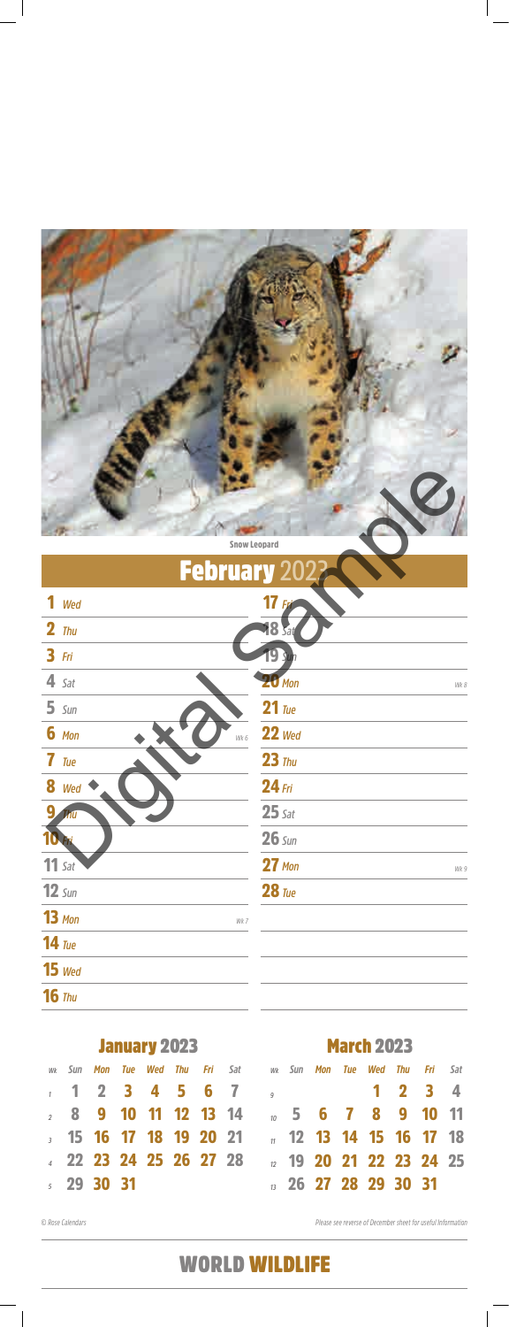Snow Leopard

# February 2023

| | |
|---|---|
| **1** *Wed* | **17** *Fri* |
| **2** *Thu* | **18** *Sat* |
| **3** *Fri* | **19** *Sun* |
| **4** *Sat* | **20** *Mon* — *Wk 8* |
| **5** *Sun* | **21** *Tue* |
| **6** *Mon* — *Wk 6* | **22** *Wed* |
| **7** *Tue* | **23** *Thu* |
| **8** *Wed* | **24** *Fri* |
| **9** *Thu* | **25** *Sat* |
| **10** *Fri* | **26** *Sun* |
| **11** *Sat* | **27** *Mon* — *Wk 9* |
| **12** *Sun* | **28** *Tue* |
| **13** *Mon* — *Wk 7* | |
| **14** *Tue* | |
| **15** *Wed* | |
| **16** *Thu* | |

Digital Sample

## January 2023

| Wk | Sun | Mon | Tue | Wed | Thu | Fri | Sat |
|---|---|---|---|---|---|---|---|
| 1 | 1 | 2 | 3 | 4 | 5 | 6 | 7 |
| 2 | 8 | 9 | 10 | 11 | 12 | 13 | 14 |
| 3 | 15 | 16 | 17 | 18 | 19 | 20 | 21 |
| 4 | 22 | 23 | 24 | 25 | 26 | 27 | 28 |
| 5 | 29 | 30 | 31 | | | | |

## March 2023

| Wk | Sun | Mon | Tue | Wed | Thu | Fri | Sat |
|---|---|---|---|---|---|---|---|
| 9 | | | | 1 | 2 | 3 | 4 |
| 10 | 5 | 6 | 7 | 8 | 9 | 10 | 11 |
| 11 | 12 | 13 | 14 | 15 | 16 | 17 | 18 |
| 12 | 19 | 20 | 21 | 22 | 23 | 24 | 25 |
| 13 | 26 | 27 | 28 | 29 | 30 | 31 | |

*© Rose Calendars*

*Please see reverse of December sheet for useful Information*

**WORLD WILDLIFE**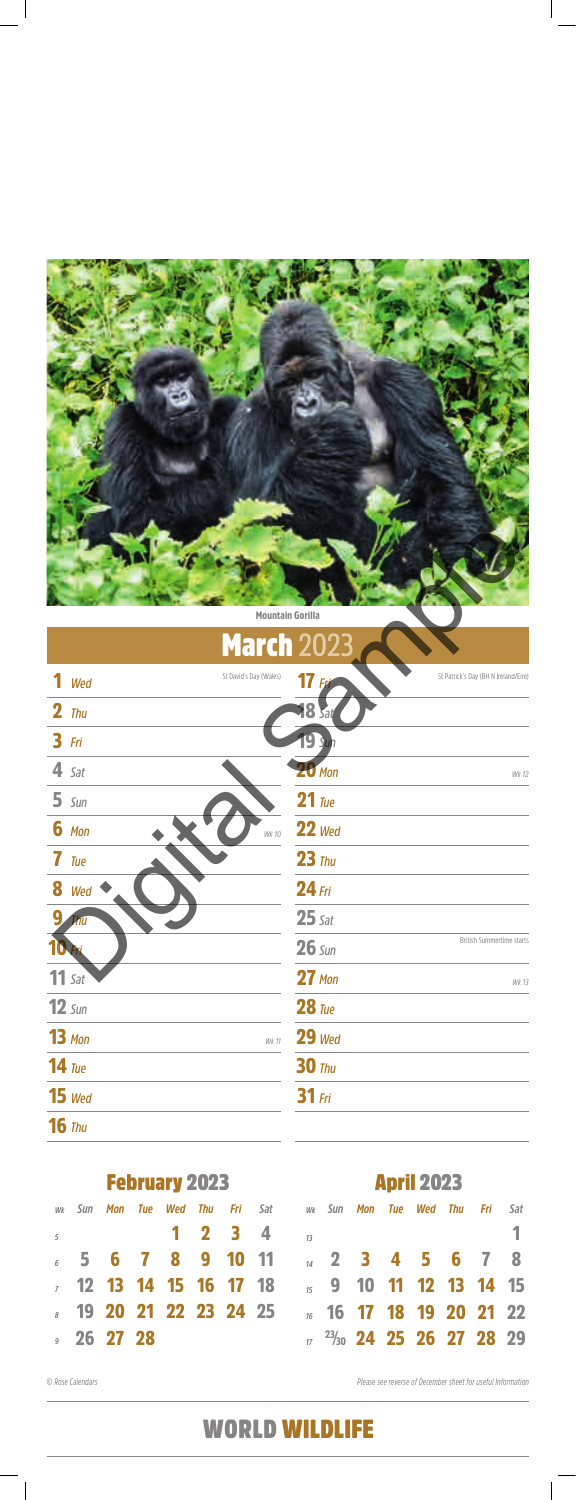Mountain Gorilla

# March 2023

| | | | |
|---|---|---|---|
| **1** *Wed* | St David's Day (Wales) | **17** *Fri* | St Patrick's Day (BH N Ireland/Eire) |
| **2** *Thu* | | **18** *Sat* | |
| **3** *Fri* | | **19** *Sun* | |
| **4** *Sat* | | **20** *Mon* | Wk 12 |
| **5** *Sun* | | **21** *Tue* | |
| **6** *Mon* | Wk 10 | **22** *Wed* | |
| **7** *Tue* | | **23** *Thu* | |
| **8** *Wed* | | **24** *Fri* | |
| **9** *Thu* | | **25** *Sat* | |
| **10** *Fri* | | **26** *Sun* | British Summertime starts |
| **11** *Sat* | | **27** *Mon* | Wk 13 |
| **12** *Sun* | | **28** *Tue* | |
| **13** *Mon* | Wk 11 | **29** *Wed* | |
| **14** *Tue* | | **30** *Thu* | |
| **15** *Wed* | | **31** *Fri* | |
| **16** *Thu* | | | |

Digital Sample

## February 2023

| Wk | Sun | Mon | Tue | Wed | Thu | Fri | Sat |
|---|---|---|---|---|---|---|---|
| 5 | | | | 1 | 2 | 3 | 4 |
| 6 | 5 | 6 | 7 | 8 | 9 | 10 | 11 |
| 7 | 12 | 13 | 14 | 15 | 16 | 17 | 18 |
| 8 | 19 | 20 | 21 | 22 | 23 | 24 | 25 |
| 9 | 26 | 27 | 28 | | | | |

## April 2023

| Wk | Sun | Mon | Tue | Wed | Thu | Fri | Sat |
|---|---|---|---|---|---|---|---|
| 13 | | | | | | | 1 |
| 14 | 2 | 3 | 4 | 5 | 6 | 7 | 8 |
| 15 | 9 | 10 | 11 | 12 | 13 | 14 | 15 |
| 16 | 16 | 17 | 18 | 19 | 20 | 21 | 22 |
| 17 | 23/30 | 24 | 25 | 26 | 27 | 28 | 29 |

© Rose Calendars

Please see reverse of December sheet for useful information

WORLD WILDLIFE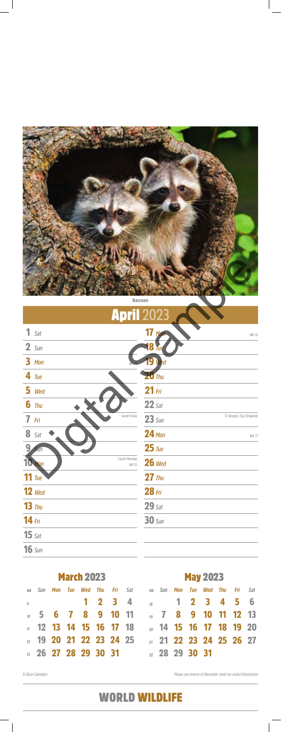Raccoon

# April 2023

| | | |
|---|---|---|
| **1** Sat | | |
| **2** Sun | | |
| **3** Mon | | Wk 14 |
| **4** Tue | | |
| **5** Wed | | |
| **6** Thu | | |
| **7** Fri | Good Friday | |
| **8** Sat | | |
| **9** Sun | | |
| **10** Mon | Easter Monday | Wk 15 |
| **11** Tue | | |
| **12** Wed | | |
| **13** Thu | | |
| **14** Fri | | |
| **15** Sat | | |
| **16** Sun | | |
| **17** Mon | | Wk 16 |
| **18** Tue | | |
| **19** Wed | | |
| **20** Thu | | |
| **21** Fri | | |
| **22** Sat | | |
| **23** Sun | St George's Day (England) | |
| **24** Mon | | Wk 17 |
| **25** Tue | | |
| **26** Wed | | |
| **27** Thu | | |
| **28** Fri | | |
| **29** Sat | | |
| **30** Sun | | |

Digital Sample

## March 2023

| Wk | Sun | Mon | Tue | Wed | Thu | Fri | Sat |
|---|---|---|---|---|---|---|---|
| 9 | | | | 1 | 2 | 3 | 4 |
| 10 | 5 | 6 | 7 | 8 | 9 | 10 | 11 |
| 11 | 12 | 13 | 14 | 15 | 16 | 17 | 18 |
| 12 | 19 | 20 | 21 | 22 | 23 | 24 | 25 |
| 13 | 26 | 27 | 28 | 29 | 30 | 31 | |

## May 2023

| Wk | Sun | Mon | Tue | Wed | Thu | Fri | Sat |
|---|---|---|---|---|---|---|---|
| 18 | | 1 | 2 | 3 | 4 | 5 | 6 |
| 19 | 7 | 8 | 9 | 10 | 11 | 12 | 13 |
| 20 | 14 | 15 | 16 | 17 | 18 | 19 | 20 |
| 21 | 21 | 22 | 23 | 24 | 25 | 26 | 27 |
| 22 | 28 | 29 | 30 | 31 | | | |

© Rose Calendars

Please see reverse of December sheet for useful Information

WORLD WILDLIFE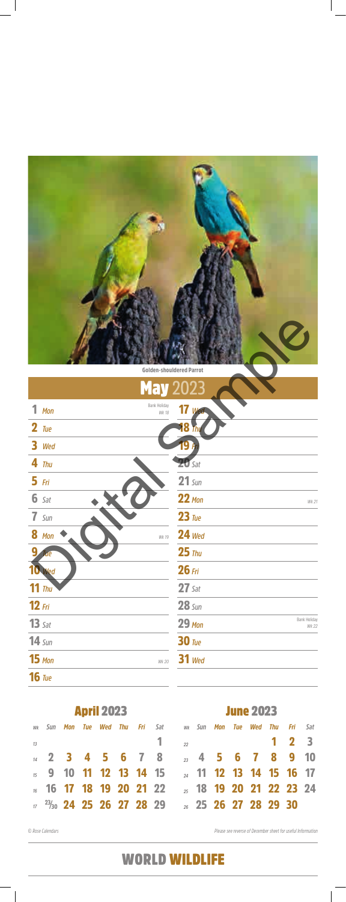Golden-shouldered Parrot

## May 2023

| | | | |
|---|---|---|---|
| **1** Mon | Bank Holiday Wk 18 | **17** Wed | |
| **2** Tue | | **18** Thu | |
| **3** Wed | | **19** Fri | |
| **4** Thu | | **20** Sat | |
| **5** Fri | | **21** Sun | |
| **6** Sat | | **22** Mon | Wk 21 |
| **7** Sun | | **23** Tue | |
| **8** Mon | Wk 19 | **24** Wed | |
| **9** Tue | | **25** Thu | |
| **10** Wed | | **26** Fri | |
| **11** Thu | | **27** Sat | |
| **12** Fri | | **28** Sun | |
| **13** Sat | | **29** Mon | Bank Holiday Wk 22 |
| **14** Sun | | **30** Tue | |
| **15** Mon | Wk 20 | **31** Wed | |
| **16** Tue | | | |

### April 2023

| Wk | Sun | Mon | Tue | Wed | Thu | Fri | Sat |
|---|---|---|---|---|---|---|---|
| 13 | | | | | | | 1 |
| 14 | 2 | 3 | 4 | 5 | 6 | 7 | 8 |
| 15 | 9 | 10 | 11 | 12 | 13 | 14 | 15 |
| 16 | 16 | 17 | 18 | 19 | 20 | 21 | 22 |
| 17 | 23/30 | 24 | 25 | 26 | 27 | 28 | 29 |

### June 2023

| Wk | Sun | Mon | Tue | Wed | Thu | Fri | Sat |
|---|---|---|---|---|---|---|---|
| 22 | | | | | 1 | 2 | 3 |
| 23 | 4 | 5 | 6 | 7 | 8 | 9 | 10 |
| 24 | 11 | 12 | 13 | 14 | 15 | 16 | 17 |
| 25 | 18 | 19 | 20 | 21 | 22 | 23 | 24 |
| 26 | 25 | 26 | 27 | 28 | 29 | 30 | |

© Rose Calendars

Please see reverse of December sheet for useful information

WORLD WILDLIFE

Digital Sample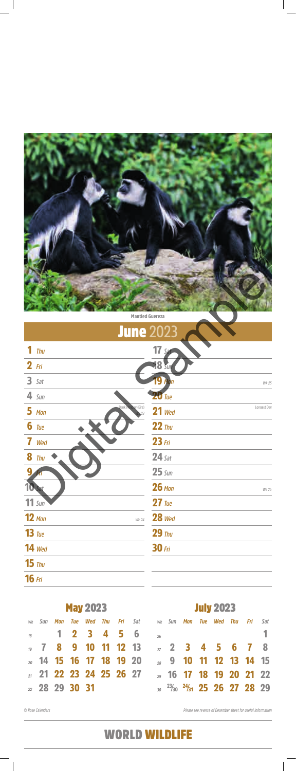Mantled Guereza

# June 2023

| | |
|---|---|
| **1** Thu | **17** Sat |
| **2** Fri | **18** Sun |
| **3** Sat | **19** Mon — Wk 25 |
| **4** Sun | **20** Tue |
| **5** Mon — Bank Holiday (Eire) Wk 23 | **21** Wed — Longest Day |
| **6** Tue | **22** Thu |
| **7** Wed | **23** Fri |
| **8** Thu | **24** Sat |
| **9** Fri | **25** Sun |
| **10** Sat | **26** Mon — Wk 26 |
| **11** Sun | **27** Tue |
| **12** Mon — Wk 24 | **28** Wed |
| **13** Tue | **29** Thu |
| **14** Wed | **30** Fri |
| **15** Thu | |
| **16** Fri | |

Digital Sample

## May 2023

| Wk | Sun | Mon | Tue | Wed | Thu | Fri | Sat |
|---|---|---|---|---|---|---|---|
| 18 | | 1 | 2 | 3 | 4 | 5 | 6 |
| 19 | 7 | 8 | 9 | 10 | 11 | 12 | 13 |
| 20 | 14 | 15 | 16 | 17 | 18 | 19 | 20 |
| 21 | 21 | 22 | 23 | 24 | 25 | 26 | 27 |
| 22 | 28 | 29 | 30 | 31 | | | |

## July 2023

| Wk | Sun | Mon | Tue | Wed | Thu | Fri | Sat |
|---|---|---|---|---|---|---|---|
| 26 | | | | | | | 1 |
| 27 | 2 | 3 | 4 | 5 | 6 | 7 | 8 |
| 28 | 9 | 10 | 11 | 12 | 13 | 14 | 15 |
| 29 | 16 | 17 | 18 | 19 | 20 | 21 | 22 |
| 30 | 23/30 | 24/31 | 25 | 26 | 27 | 28 | 29 |

© Rose Calendars

Please see reverse of December sheet for useful information

WORLD WILDLIFE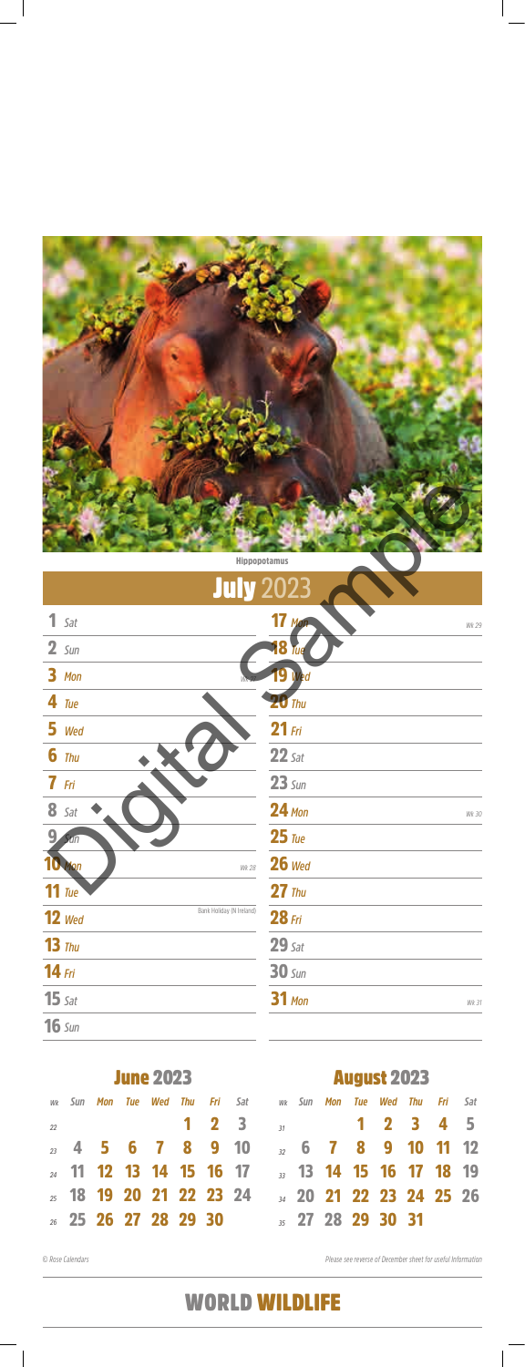Hippopotamus

# July 2023

| | | | |
|---|---|---|---|
| **1** Sat | | **17** Mon | Wk 29 |
| **2** Sun | | **18** Tue | |
| **3** Mon | Wk 27 | **19** Wed | |
| **4** Tue | | **20** Thu | |
| **5** Wed | | **21** Fri | |
| **6** Thu | | **22** Sat | |
| **7** Fri | | **23** Sun | |
| **8** Sat | | **24** Mon | Wk 30 |
| **9** Sun | | **25** Tue | |
| **10** Mon | Wk 28 | **26** Wed | |
| **11** Tue | | **27** Thu | |
| **12** Wed | Bank Holiday (N Ireland) | **28** Fri | |
| **13** Thu | | **29** Sat | |
| **14** Fri | | **30** Sun | |
| **15** Sat | | **31** Mon | Wk 31 |
| **16** Sun | | | |

Digital Sample

## June 2023

| Wk | Sun | Mon | Tue | Wed | Thu | Fri | Sat |
|---|---|---|---|---|---|---|---|
| 22 | | | | | 1 | 2 | 3 |
| 23 | 4 | 5 | 6 | 7 | 8 | 9 | 10 |
| 24 | 11 | 12 | 13 | 14 | 15 | 16 | 17 |
| 25 | 18 | 19 | 20 | 21 | 22 | 23 | 24 |
| 26 | 25 | 26 | 27 | 28 | 29 | 30 | |

## August 2023

| Wk | Sun | Mon | Tue | Wed | Thu | Fri | Sat |
|---|---|---|---|---|---|---|---|
| 31 | | | 1 | 2 | 3 | 4 | 5 |
| 32 | 6 | 7 | 8 | 9 | 10 | 11 | 12 |
| 33 | 13 | 14 | 15 | 16 | 17 | 18 | 19 |
| 34 | 20 | 21 | 22 | 23 | 24 | 25 | 26 |
| 35 | 27 | 28 | 29 | 30 | 31 | | |

© Rose Calendars

Please see reverse of December sheet for useful Information

# WORLD WILDLIFE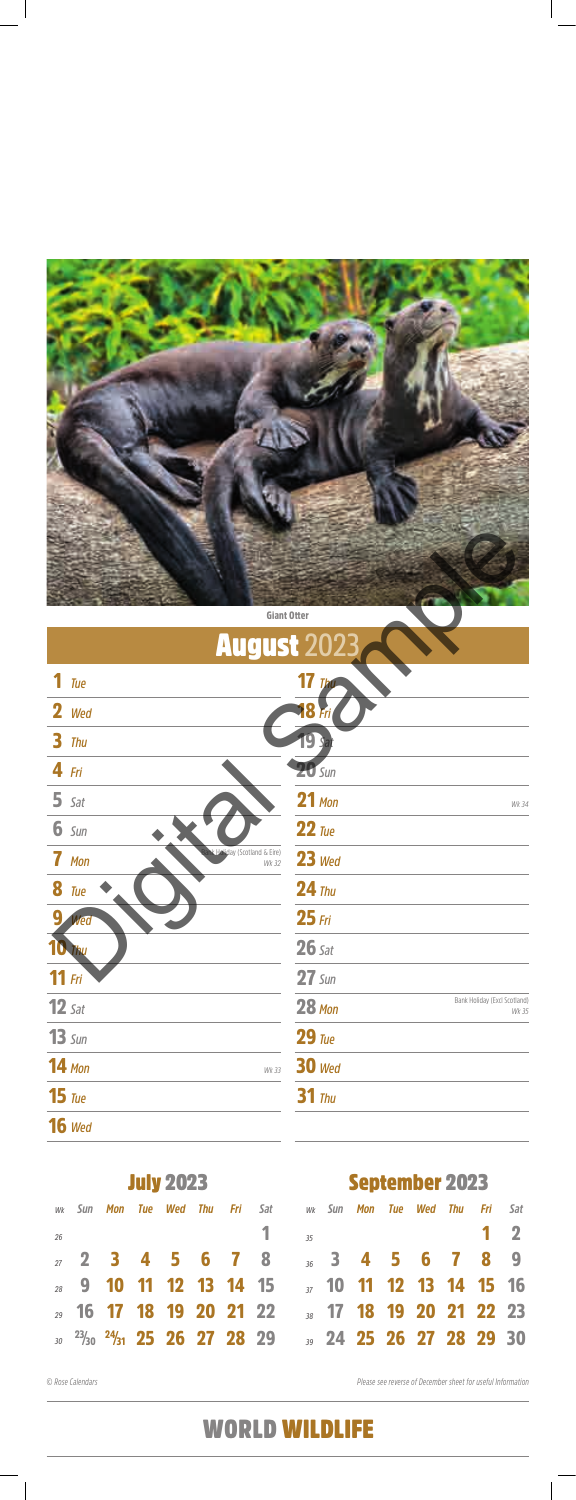Giant Otter

# August 2023

1 Tue

2 Wed

3 Thu

4 Fri

5 Sat

6 Sun

7 Mon — Bank Holiday (Scotland & Eire) — Wk 32

8 Tue

9 Wed

10 Thu

11 Fri

12 Sat

13 Sun

14 Mon — Wk 33

15 Tue

16 Wed

17 Thu

18 Fri

19 Sat

20 Sun

21 Mon — Wk 34

22 Tue

23 Wed

24 Thu

25 Fri

26 Sat

27 Sun

28 Mon — Bank Holiday (Excl Scotland) — Wk 35

29 Tue

30 Wed

31 Thu

Digital Sample

## July 2023

| Wk | Sun | Mon | Tue | Wed | Thu | Fri | Sat |
|---|---|---|---|---|---|---|---|
| 26 | | | | | | | 1 |
| 27 | 2 | 3 | 4 | 5 | 6 | 7 | 8 |
| 28 | 9 | 10 | 11 | 12 | 13 | 14 | 15 |
| 29 | 16 | 17 | 18 | 19 | 20 | 21 | 22 |
| 30 | 23/30 | 24/31 | 25 | 26 | 27 | 28 | 29 |

## September 2023

| Wk | Sun | Mon | Tue | Wed | Thu | Fri | Sat |
|---|---|---|---|---|---|---|---|
| 35 | | | | | | 1 | 2 |
| 36 | 3 | 4 | 5 | 6 | 7 | 8 | 9 |
| 37 | 10 | 11 | 12 | 13 | 14 | 15 | 16 |
| 38 | 17 | 18 | 19 | 20 | 21 | 22 | 23 |
| 39 | 24 | 25 | 26 | 27 | 28 | 29 | 30 |

© Rose Calendars

*Please see reverse of December sheet for useful information*

WORLD WILDLIFE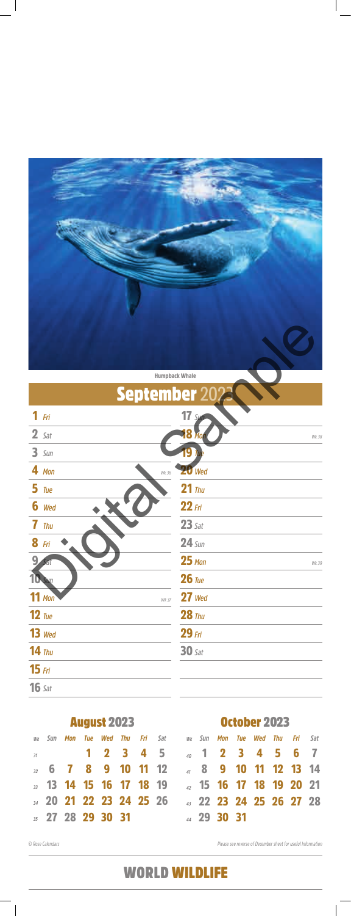Humpback Whale

# September 2023

| | |
|---|---|
| **1** Fri | **17** Sun |
| **2** Sat | **18** Mon — Wk 38 |
| **3** Sun | **19** Tue |
| **4** Mon — Wk 36 | **20** Wed |
| **5** Tue | **21** Thu |
| **6** Wed | **22** Fri |
| **7** Thu | **23** Sat |
| **8** Fri | **24** Sun |
| **9** Sat | **25** Mon — Wk 39 |
| **10** Sun | **26** Tue |
| **11** Mon — Wk 37 | **27** Wed |
| **12** Tue | **28** Thu |
| **13** Wed | **29** Fri |
| **14** Thu | **30** Sat |
| **15** Fri | |
| **16** Sat | |

## August 2023

| Wk | Sun | Mon | Tue | Wed | Thu | Fri | Sat |
|---|---|---|---|---|---|---|---|
| 31 | | | 1 | 2 | 3 | 4 | 5 |
| 32 | 6 | 7 | 8 | 9 | 10 | 11 | 12 |
| 33 | 13 | 14 | 15 | 16 | 17 | 18 | 19 |
| 34 | 20 | 21 | 22 | 23 | 24 | 25 | 26 |
| 35 | 27 | 28 | 29 | 30 | 31 | | |

## October 2023

| Wk | Sun | Mon | Tue | Wed | Thu | Fri | Sat |
|---|---|---|---|---|---|---|---|
| 40 | 1 | 2 | 3 | 4 | 5 | 6 | 7 |
| 41 | 8 | 9 | 10 | 11 | 12 | 13 | 14 |
| 42 | 15 | 16 | 17 | 18 | 19 | 20 | 21 |
| 43 | 22 | 23 | 24 | 25 | 26 | 27 | 28 |
| 44 | 29 | 30 | 31 | | | | |

© Rose Calendars

Please see reverse of December sheet for useful Information

**WORLD WILDLIFE**

Digital Sample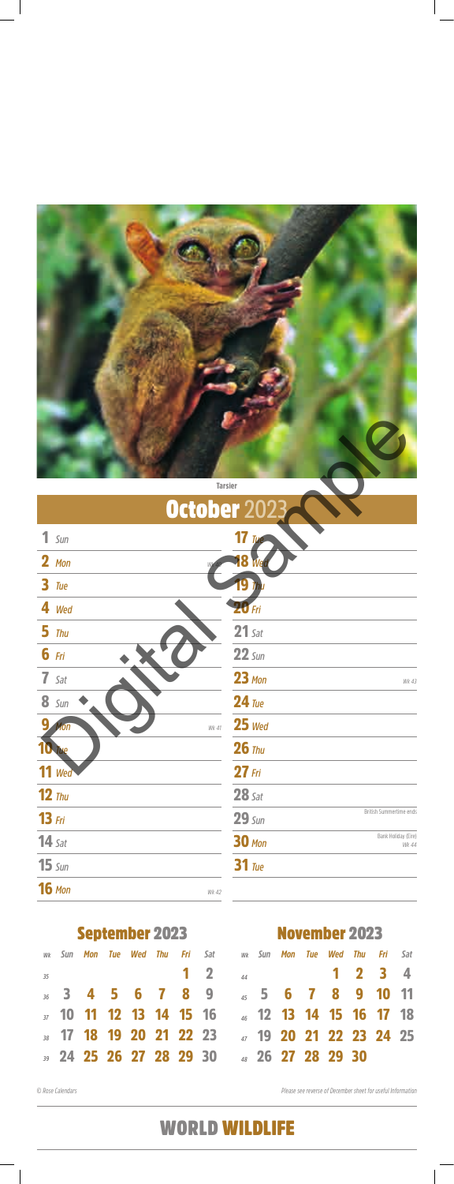Tarsier

# October 2023

| | | |
|---|---|---|
| 1 Sun | | |
| 2 Mon | | Wk 40 |
| 3 Tue | | |
| 4 Wed | | |
| 5 Thu | | |
| 6 Fri | | |
| 7 Sat | | |
| 8 Sun | | |
| 9 Mon | | Wk 41 |
| 10 Tue | | |
| 11 Wed | | |
| 12 Thu | | |
| 13 Fri | | |
| 14 Sat | | |
| 15 Sun | | |
| 16 Mon | | Wk 42 |
| 17 Tue | | |
| 18 Wed | | |
| 19 Thu | | |
| 20 Fri | | |
| 21 Sat | | |
| 22 Sun | | |
| 23 Mon | | Wk 43 |
| 24 Tue | | |
| 25 Wed | | |
| 26 Thu | | |
| 27 Fri | | |
| 28 Sat | | |
| 29 Sun | British Summertime ends | |
| 30 Mon | Bank Holiday (Eire) | Wk 44 |
| 31 Tue | | |

## September 2023

| Wk | Sun | Mon | Tue | Wed | Thu | Fri | Sat |
|---|---|---|---|---|---|---|---|
| 35 | | | | | | 1 | 2 |
| 36 | 3 | 4 | 5 | 6 | 7 | 8 | 9 |
| 37 | 10 | 11 | 12 | 13 | 14 | 15 | 16 |
| 38 | 17 | 18 | 19 | 20 | 21 | 22 | 23 |
| 39 | 24 | 25 | 26 | 27 | 28 | 29 | 30 |

## November 2023

| Wk | Sun | Mon | Tue | Wed | Thu | Fri | Sat |
|---|---|---|---|---|---|---|---|
| 44 | | | | 1 | 2 | 3 | 4 |
| 45 | 5 | 6 | 7 | 8 | 9 | 10 | 11 |
| 46 | 12 | 13 | 14 | 15 | 16 | 17 | 18 |
| 47 | 19 | 20 | 21 | 22 | 23 | 24 | 25 |
| 48 | 26 | 27 | 28 | 29 | 30 | | |

© Rose Calendars

Please see reverse of December sheet for useful Information

WORLD WILDLIFE

Digital Sample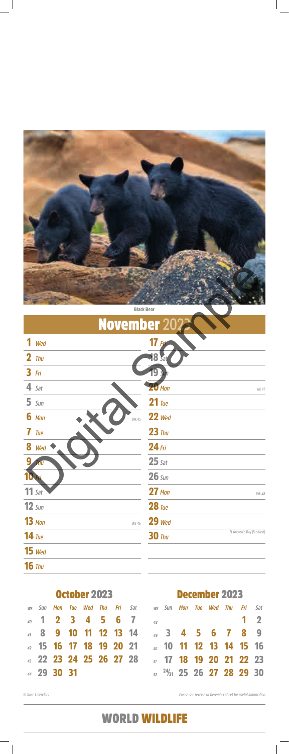Black Bear

# November 2023

| | |
|---|---|
| **1** *Wed* | **17** *Fri* |
| **2** *Thu* | **18** *Sat* |
| **3** *Fri* | **19** *Sun* |
| **4** *Sat* | **20** *Mon* — *Wk 47* |
| **5** *Sun* | **21** *Tue* |
| **6** *Mon* — *Wk 45* | **22** *Wed* |
| **7** *Tue* | **23** *Thu* |
| **8** *Wed* | **24** *Fri* |
| **9** *Thu* | **25** *Sat* |
| **10** *Fri* | **26** *Sun* |
| **11** *Sat* | **27** *Mon* — *Wk 48* |
| **12** *Sun* | **28** *Tue* |
| **13** *Mon* — *Wk 46* | **29** *Wed* |
| **14** *Tue* | **30** *Thu* — St Andrew's Day (Scotland) |
| **15** *Wed* | |
| **16** *Thu* | |

Digital Sample

## October 2023

| Wk | Sun | Mon | Tue | Wed | Thu | Fri | Sat |
|---|---|---|---|---|---|---|---|
| 40 | 1 | 2 | 3 | 4 | 5 | 6 | 7 |
| 41 | 8 | 9 | 10 | 11 | 12 | 13 | 14 |
| 42 | 15 | 16 | 17 | 18 | 19 | 20 | 21 |
| 43 | 22 | 23 | 24 | 25 | 26 | 27 | 28 |
| 44 | 29 | 30 | 31 | | | | |

## December 2023

| Wk | Sun | Mon | Tue | Wed | Thu | Fri | Sat |
|---|---|---|---|---|---|---|---|
| 48 | | | | | | 1 | 2 |
| 49 | 3 | 4 | 5 | 6 | 7 | 8 | 9 |
| 50 | 10 | 11 | 12 | 13 | 14 | 15 | 16 |
| 51 | 17 | 18 | 19 | 20 | 21 | 22 | 23 |
| 52 | 24/31 | 25 | 26 | 27 | 28 | 29 | 30 |

© Rose Calendars

Please see reverse of December sheet for useful Information

WORLD WILDLIFE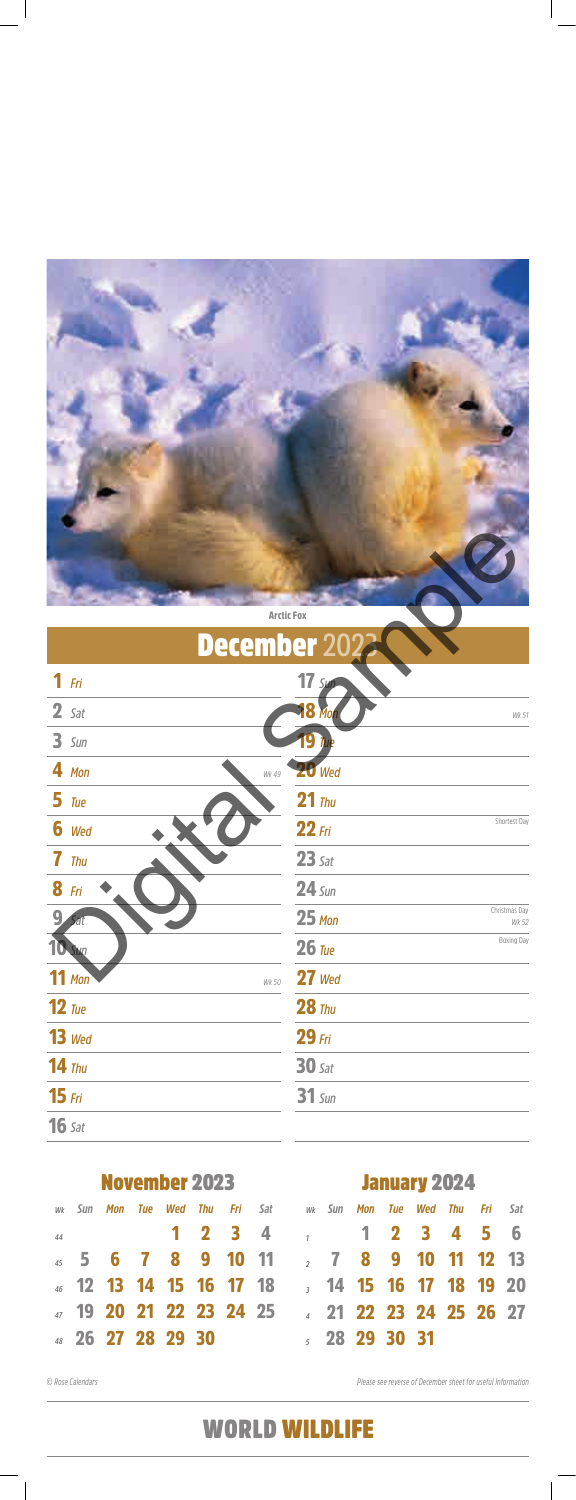Arctic Fox

# December 2023

| | |
|---|---|
| **1** *Fri* | **17** *Sun* |
| **2** *Sat* | **18** *Mon* Wk 51 |
| **3** *Sun* | **19** *Tue* |
| **4** *Mon* Wk 49 | **20** *Wed* |
| **5** *Tue* | **21** *Thu* |
| **6** *Wed* | **22** *Fri* Shortest Day |
| **7** *Thu* | **23** *Sat* |
| **8** *Fri* | **24** *Sun* |
| **9** *Sat* | **25** *Mon* Christmas Day Wk 52 |
| **10** *Sun* | **26** *Tue* Boxing Day |
| **11** *Mon* Wk 50 | **27** *Wed* |
| **12** *Tue* | **28** *Thu* |
| **13** *Wed* | **29** *Fri* |
| **14** *Thu* | **30** *Sat* |
| **15** *Fri* | **31** *Sun* |
| **16** *Sat* | |

Digital Sample

## November 2023

| Wk | Sun | Mon | Tue | Wed | Thu | Fri | Sat |
|---|---|---|---|---|---|---|---|
| 44 | | | | 1 | 2 | 3 | 4 |
| 45 | 5 | 6 | 7 | 8 | 9 | 10 | 11 |
| 46 | 12 | 13 | 14 | 15 | 16 | 17 | 18 |
| 47 | 19 | 20 | 21 | 22 | 23 | 24 | 25 |
| 48 | 26 | 27 | 28 | 29 | 30 | | |

## January 2024

| Wk | Sun | Mon | Tue | Wed | Thu | Fri | Sat |
|---|---|---|---|---|---|---|---|
| 1 | | 1 | 2 | 3 | 4 | 5 | 6 |
| 2 | 7 | 8 | 9 | 10 | 11 | 12 | 13 |
| 3 | 14 | 15 | 16 | 17 | 18 | 19 | 20 |
| 4 | 21 | 22 | 23 | 24 | 25 | 26 | 27 |
| 5 | 28 | 29 | 30 | 31 | | | |

© Rose Calendars

Please see reverse of December sheet for useful Information

WORLD WILDLIFE